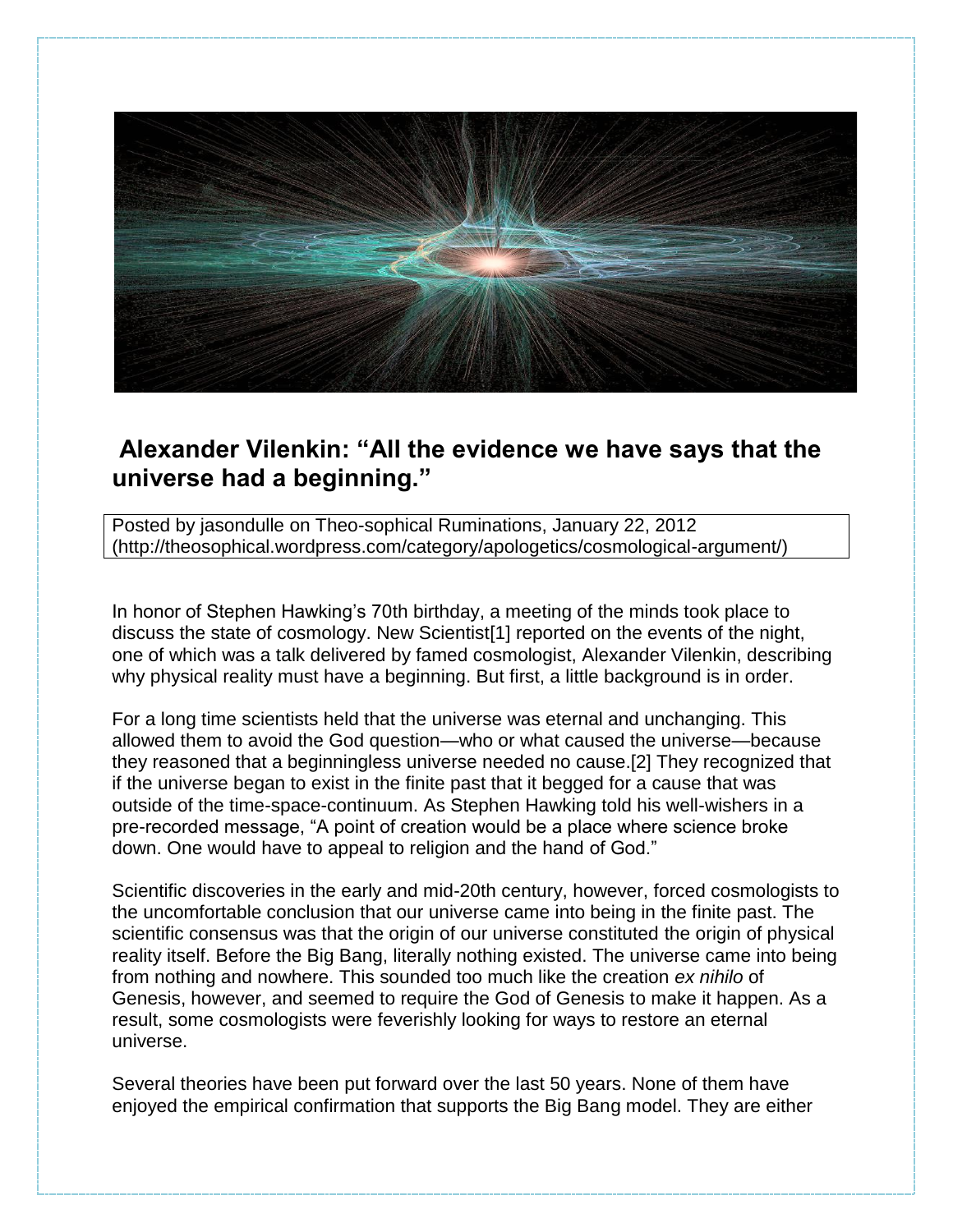## Alexander Vilenkin: "All the evidence we have says that the universe had a beginning."

Posted by jasondulle on Theo-sophical Ruminations, January 22, 2012 (http://theosophical.wordpress.com/category/apologetics/cosmological-argument/)

In honor of Stephen Hawking's 70th birthday, a meeting of the minds took place to discuss the state of cosmology. New Scientist[1] reported on the events of the night, one of which was a talk delivered by famed cosmologist, Alexander Vilenkin, describing why physical reality must have a beginning. But first, a little background is in order.

For a long time scientists held that the universe was eternal and unchanging. This allowed them to avoid the God question—who or what caused the universe—because they reasoned that a beginningless universe needed no cause.[2] They recognized that if the universe began to exist in the finite past that it begged for a cause that was outside of the time-space-continuum. As Stephen Hawking told his well-wishers in a pre-recorded message, "A point of creation would be a place where science broke down. One would have to appeal to religion and the hand of God."

Scientific discoveries in the early and mid-20th century, however, forced cosmologists to the uncomfortable conclusion that our universe came into being in the finite past. The scientific consensus was that the origin of our universe constituted the origin of physical reality itself. Before the Big Bang, literally nothing existed. The universe came into being from nothing and nowhere. This sounded too much like the creation *ex nihilo* of Genesis, however, and seemed to require the God of Genesis to make it happen. As a result, some cosmologists were feverishly looking for ways to restore an eternal universe.

Several theories have been put forward over the last 50 years. None of them have enjoyed the empirical confirmation that supports the Big Bang model. They are either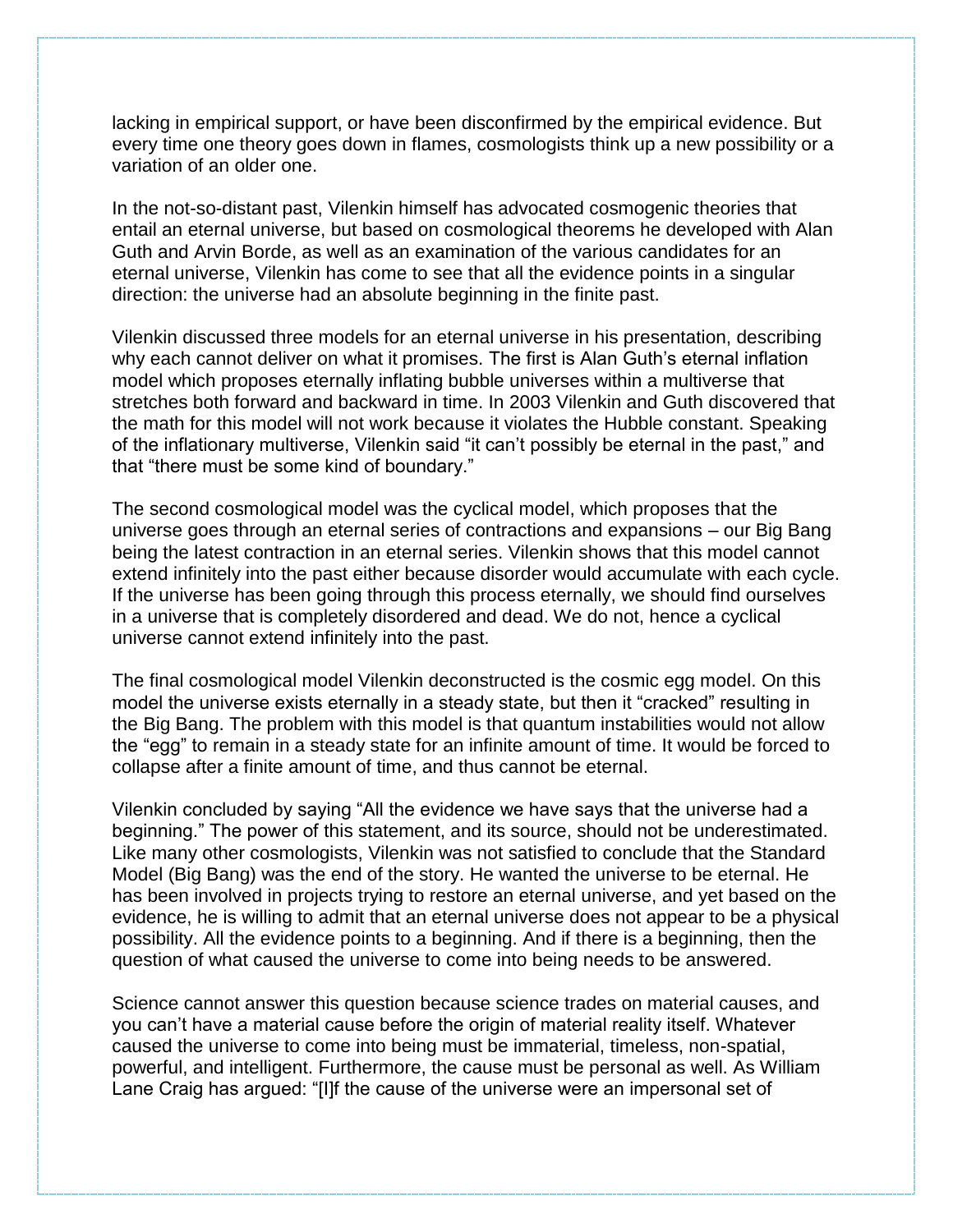lacking in empirical support, or have been disconfirmed by the empirical evidence. But every time one theory goes down in flames, cosmologists think up a new possibility or a variation of an older one.

In the not-so-distant past, Vilenkin himself has advocated cosmogenic theories that entail an eternal universe, but based on cosmological theorems he developed with Alan Guth and Arvin Borde, as well as an examination of the various candidates for an eternal universe, Vilenkin has come to see that all the evidence points in a singular direction: the universe had an absolute beginning in the finite past.

Vilenkin discussed three models for an eternal universe in his presentation, describing why each cannot deliver on what it promises. The first is Alan Guth's eternal inflation model which proposes eternally inflating bubble universes within a multiverse that stretches both forward and backward in time. In 2003 Vilenkin and Guth discovered that the math for this model will not work because it violates the Hubble constant. Speaking of the inflationary multiverse, Vilenkin said "it can't possibly be eternal in the past," and that "there must be some kind of boundary."

The second cosmological model was the cyclical model, which proposes that the universe goes through an eternal series of contractions and expansions – our Big Bang being the latest contraction in an eternal series. Vilenkin shows that this model cannot extend infinitely into the past either because disorder would accumulate with each cycle. If the universe has been going through this process eternally, we should find ourselves in a universe that is completely disordered and dead. We do not, hence a cyclical universe cannot extend infinitely into the past.

The final cosmological model Vilenkin deconstructed is the cosmic egg model. On this model the universe exists eternally in a steady state, but then it "cracked" resulting in the Big Bang. The problem with this model is that quantum instabilities would not allow the "egg" to remain in a steady state for an infinite amount of time. It would be forced to collapse after a finite amount of time, and thus cannot be eternal.

Vilenkin concluded by saying "All the evidence we have says that the universe had a beginning." The power of this statement, and its source, should not be underestimated. Like many other cosmologists, Vilenkin was not satisfied to conclude that the Standard Model (Big Bang) was the end of the story. He wanted the universe to be eternal. He has been involved in projects trying to restore an eternal universe, and yet based on the evidence, he is willing to admit that an eternal universe does not appear to be a physical possibility. All the evidence points to a beginning. And if there is a beginning, then the question of what caused the universe to come into being needs to be answered.

Science cannot answer this question because science trades on material causes, and you can't have a material cause before the origin of material reality itself. Whatever caused the universe to come into being must be immaterial, timeless, non-spatial, powerful, and intelligent. Furthermore, the cause must be personal as well. As William Lane Craig has argued: "[I]f the cause of the universe were an impersonal set of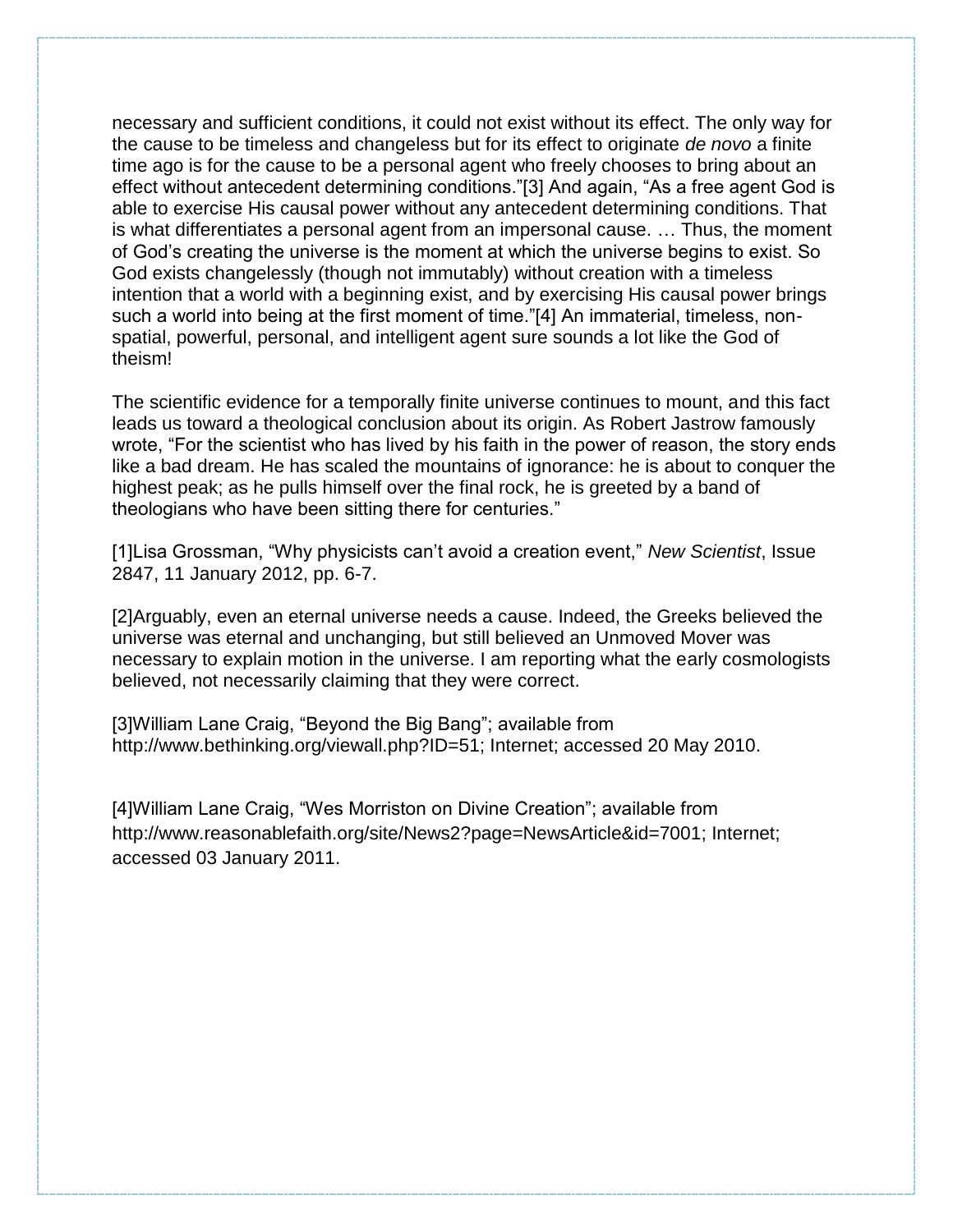necessary and sufficient conditions, it could not exist without its effect. The only way for the cause to be timeless and changeless but for its effect to originate *de novo* a finite time ago is for the cause to be a personal agent who freely chooses to bring about an effect without antecedent determining conditions."[3] And again, "As a free agent God is able to exercise His causal power without any antecedent determining conditions. That is what differentiates a personal agent from an impersonal cause. … Thus, the moment of God's creating the universe is the moment at which the universe begins to exist. So God exists changelessly (though not immutably) without creation with a timeless intention that a world with a beginning exist, and by exercising His causal power brings such a world into being at the first moment of time."[4] An immaterial, timeless, non-spatial, powerful, personal, and intelligent agent sure sounds a lot like the God of theism!

The scientific evidence for a temporally finite universe continues to mount, and this fact leads us toward a theological conclusion about its origin. As Robert Jastrow famously wrote, "For the scientist who has lived by his faith in the power of reason, the story ends like a bad dream. He has scaled the mountains of ignorance: he is about to conquer the highest peak; as he pulls himself over the final rock, he is greeted by a band of theologians who have been sitting there for centuries."

[1]Lisa Grossman, "Why physicists can't avoid a creation event," *New Scientist*, Issue 2847, 11 January 2012, pp. 6-7.

[2]Arguably, even an eternal universe needs a cause. Indeed, the Greeks believed the universe was eternal and unchanging, but still believed an Unmoved Mover was necessary to explain motion in the universe. I am reporting what the early cosmologists believed, not necessarily claiming that they were correct.

[3]William Lane Craig, "Beyond the Big Bang"; available from http://www.bethinking.org/viewall.php?ID=51; Internet; accessed 20 May 2010.

[4]William Lane Craig, "Wes Morriston on Divine Creation"; available from http://www.reasonablefaith.org/site/News2?page=NewsArticle&id=7001; Internet; accessed 03 January 2011.